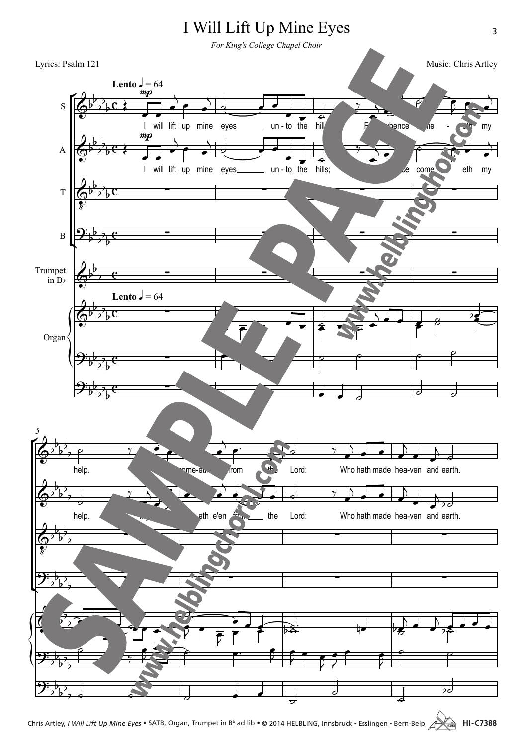# I Will Lift Up Mine Eyes

*For King's College Chapel Choir*

Lyrics: Psalm 121

Music: Chris Artley

Chris Artley, *I Will Lift Up Mine Eyes* • SATB, Organ, Trumpet in B♭ ad lib • © 2014 HELBLING, Innsbruck • Esslingen • Bern-Belp HI-C7388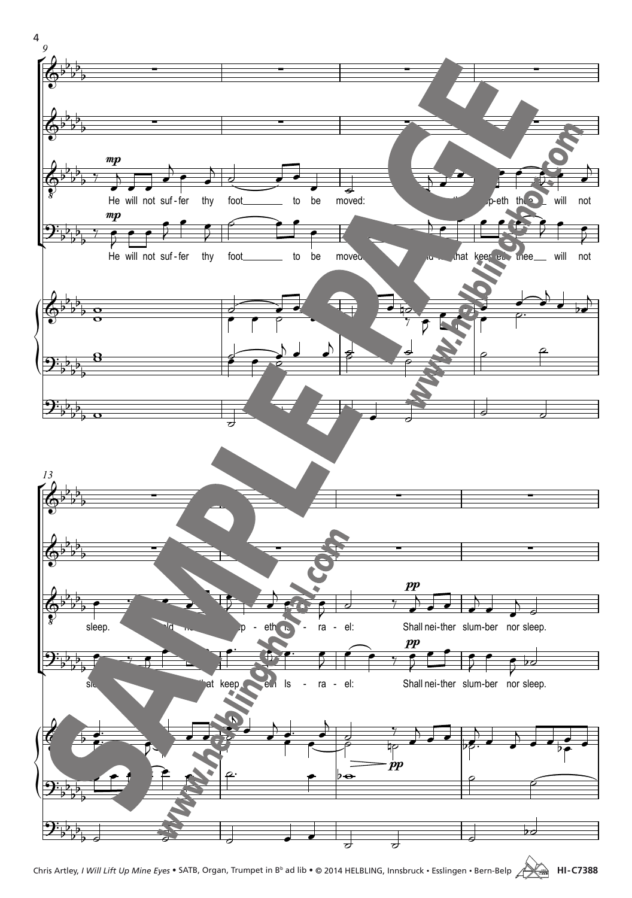He will not suf-fer thy foot to be moved: he that keep-eth thee will not sleep. Behold he that keep-eth Is-ra-el: Shall nei-ther slum-ber nor sleep.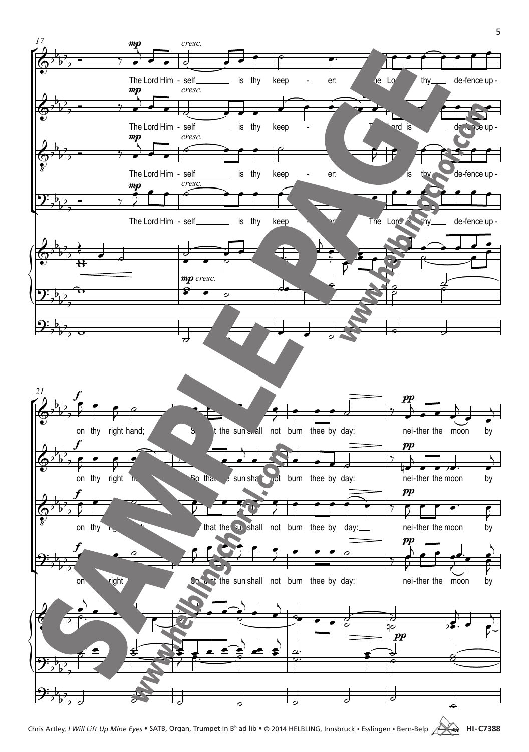17

*mp* *cresc.*

The Lord Him - self is thy keep - er: The Lord is thy de-fence up -

21

*f* *pp*

on thy right hand; So that the sun shall not burn thee by day: nei-ther the moon by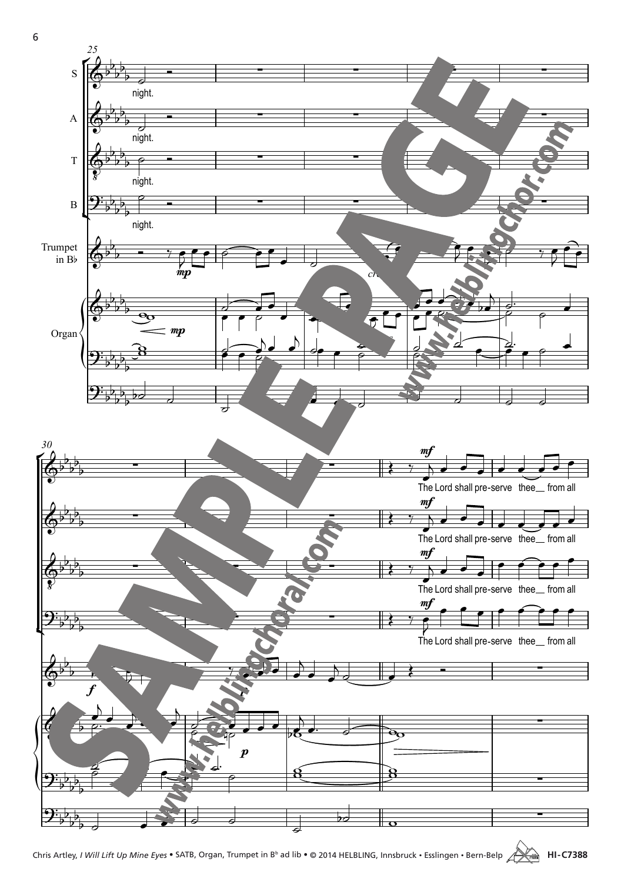25

S

night.

A

night.

T

night.

B

night.

Trumpet in B♭

*mp*

Organ

*mp*

30

*mf*

The Lord shall pre-serve thee__ from all

*mf*

The Lord shall pre-serve thee__ from all

*mf*

The Lord shall pre-serve thee__ from all

*mf*

The Lord shall pre-serve thee__ from all

*f*

*p*

Chris Artley, *I Will Lift Up Mine Eyes* • SATB, Organ, Trumpet in B♭ ad lib • © 2014 HELBLING, Innsbruck • Esslingen • Bern-Belp HI-C7388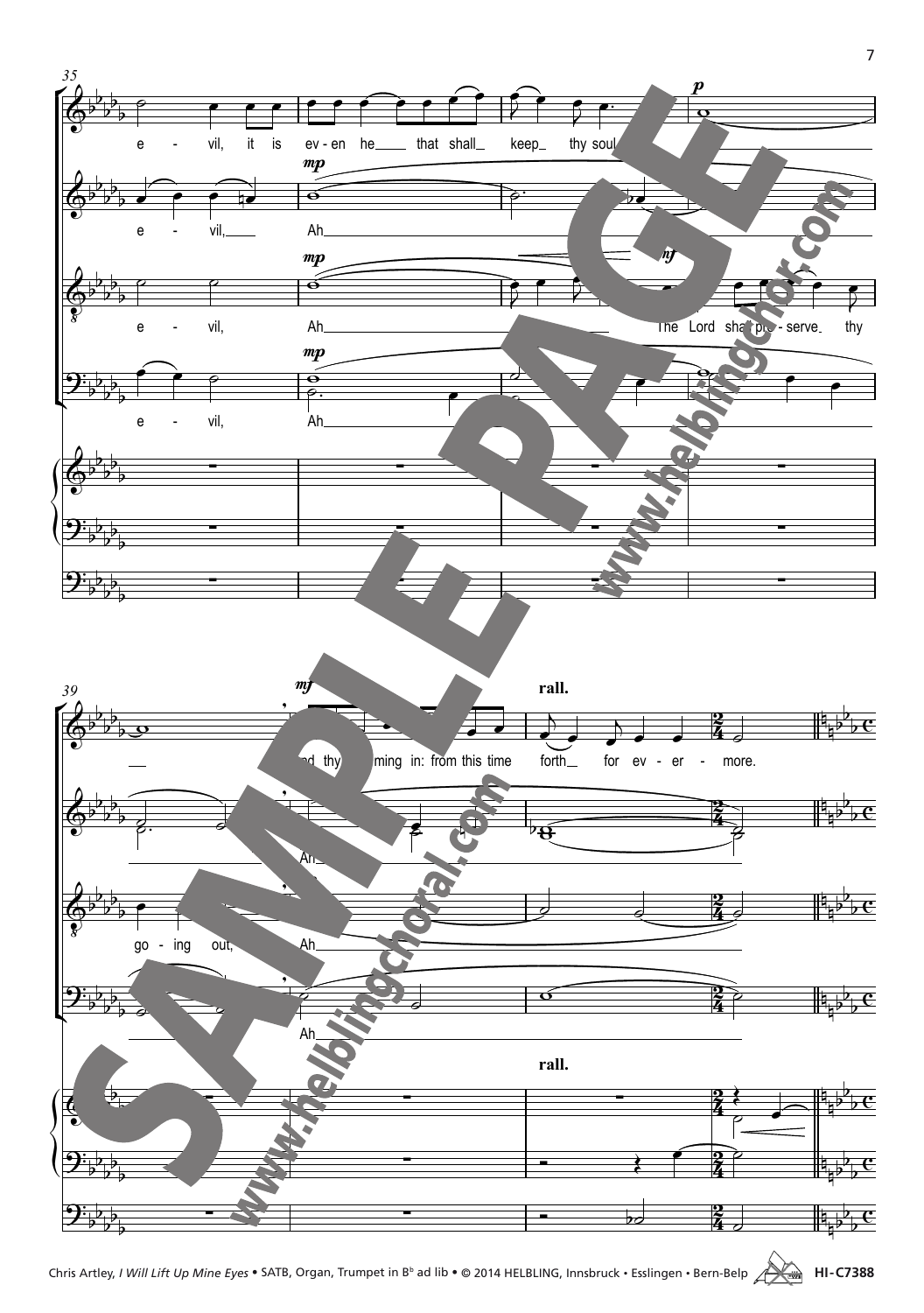35

e - vil, it is ev - en he that shall keep thy soul

e - vil, Ah

e - vil, Ah The Lord shall pre - serve thy

e - vil, Ah

39

and thy coming in: from this time forth for ev - er - more.

Ah

go - ing out, Ah

Ah

rall.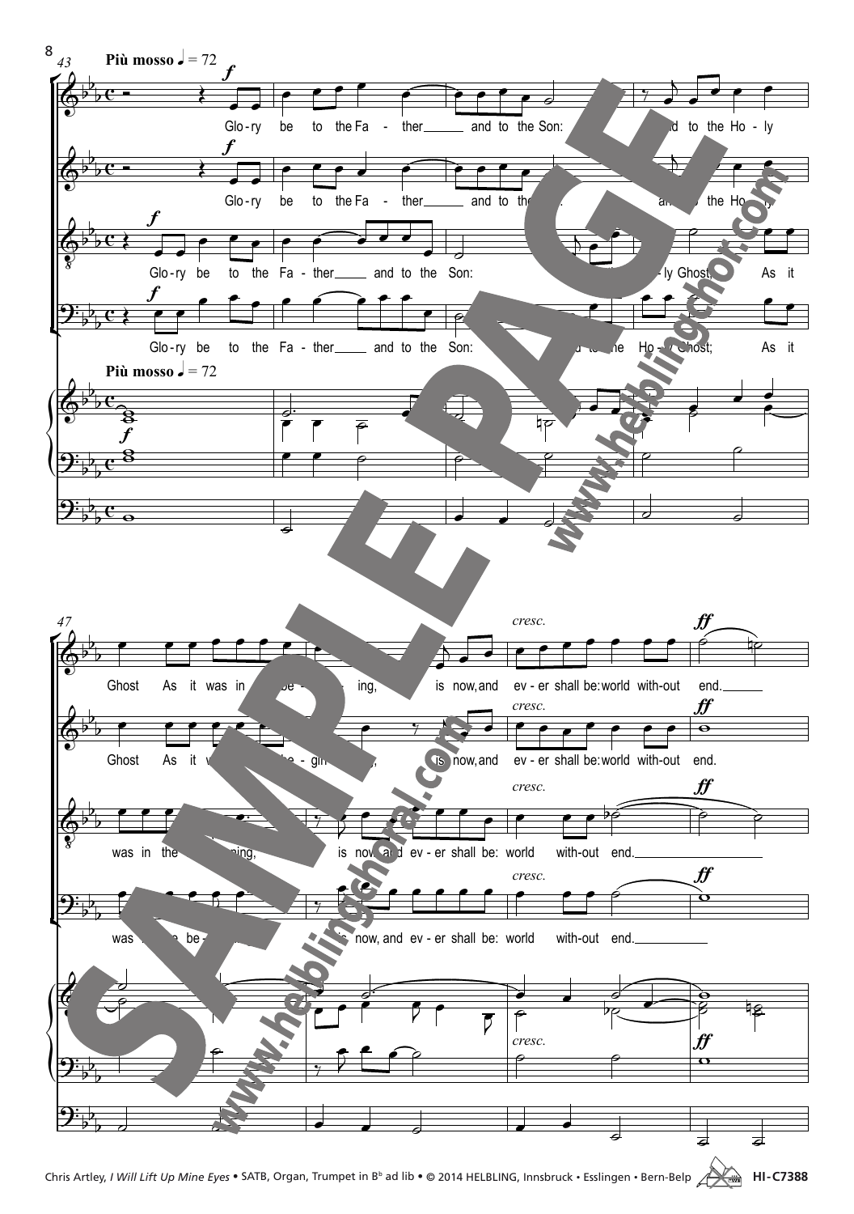**Più mosso** ♩ = 72

*f*

Glo-ry be to the Fa - ther and to the Son: and to the Ho - ly Ghost; As it was in the be - gin - ning, is now, and ev - er shall be: world with-out end.

*cresc.* *ff*

SAMPLE PAGE

www.helblingchoral.com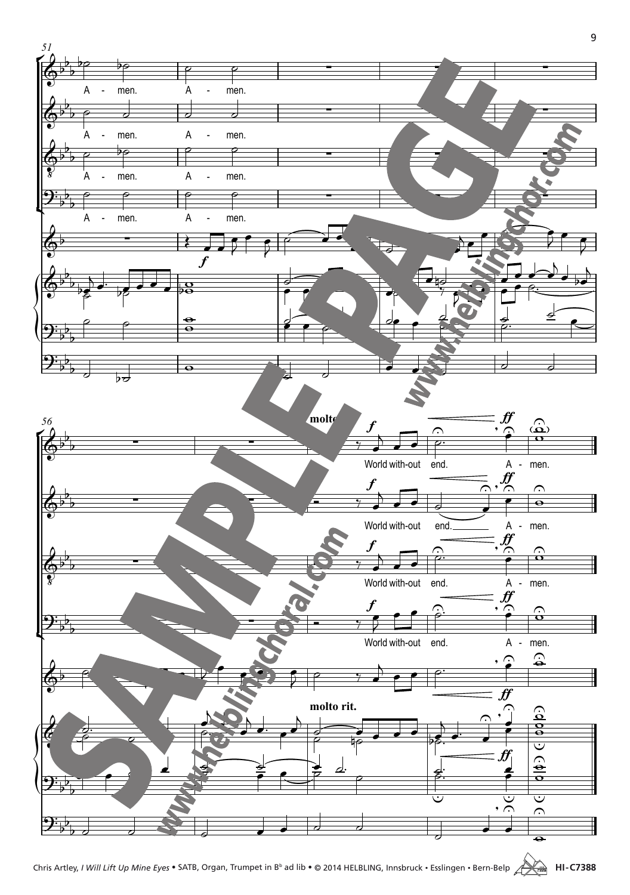51

A - men. A - men.

A - men. A - men.

A - men. A - men.

A - men. A - men.

56

molto rit.

World with-out end. A - men.

World with-out end. A - men.

World with-out end. A - men.

World with-out end. A - men.

Chris Artley, *I Will Lift Up Mine Eyes* • SATB, Organ, Trumpet in B♭ ad lib • © 2014 HELBLING, Innsbruck • Esslingen • Bern-Belp HI-C7388

SAMPLE PAGE www.helblingchoral.com www.helblingchor.com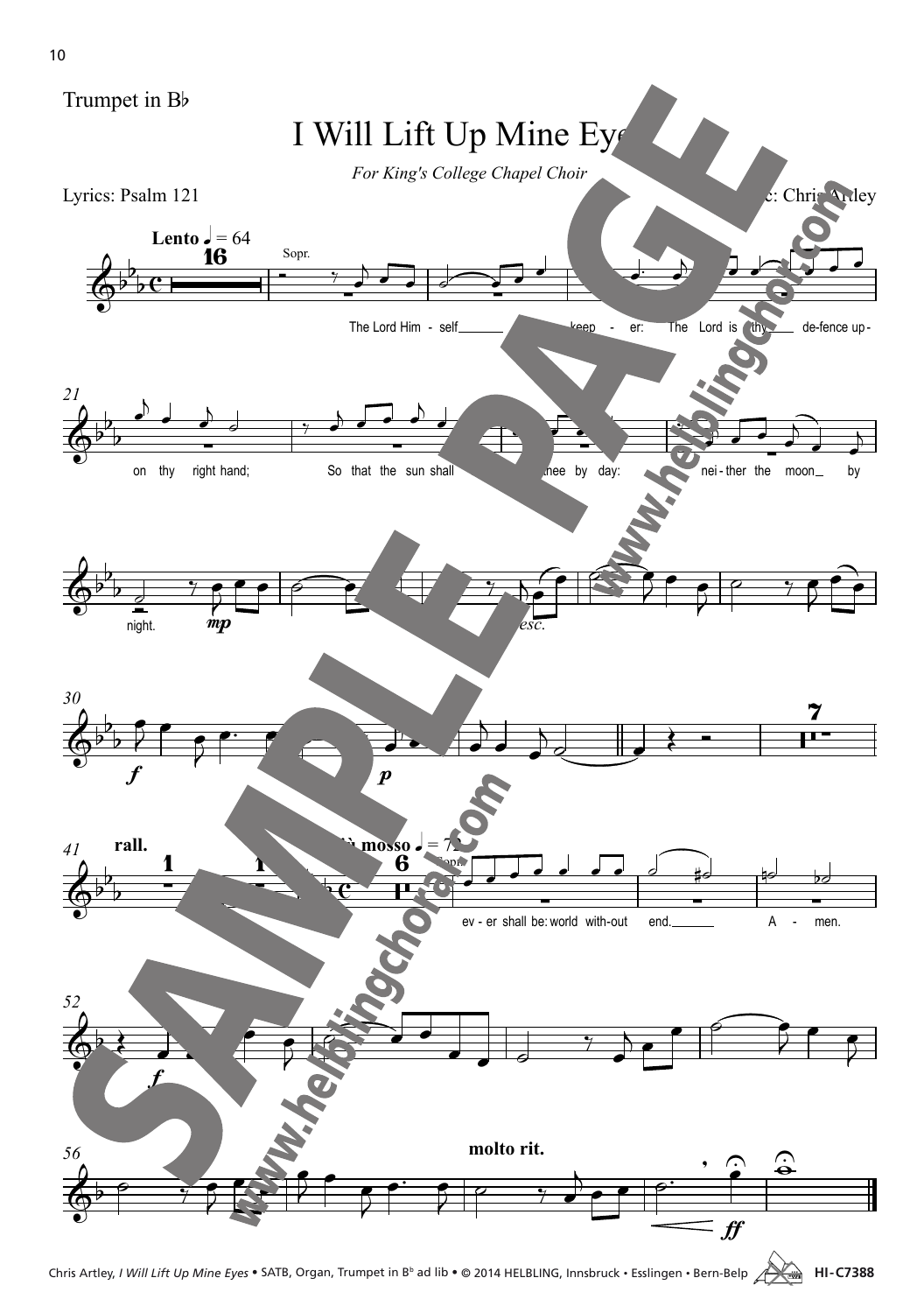Trumpet in B♭

# I Will Lift Up Mine Eyes

*For King's College Chapel Choir*

Lyrics: Psalm 121

Music: Chris Artley

Lento ♩ = 64

The Lord Him - self keep - er: The Lord is thy defence up - on thy right hand; So that the sun shall thee by day: nei - ther the moon by night.

*mp* *cresc.* *f* *p*

rall. Più mosso ♩ = 72

ev - er shall be: world with-out end. A - men.

*f*

molto rit.

*ff*

Chris Artley, *I Will Lift Up Mine Eyes* • SATB, Organ, Trumpet in B♭ ad lib • © 2014 HELBLING, Innsbruck • Esslingen • Bern-Belp HI-C7388